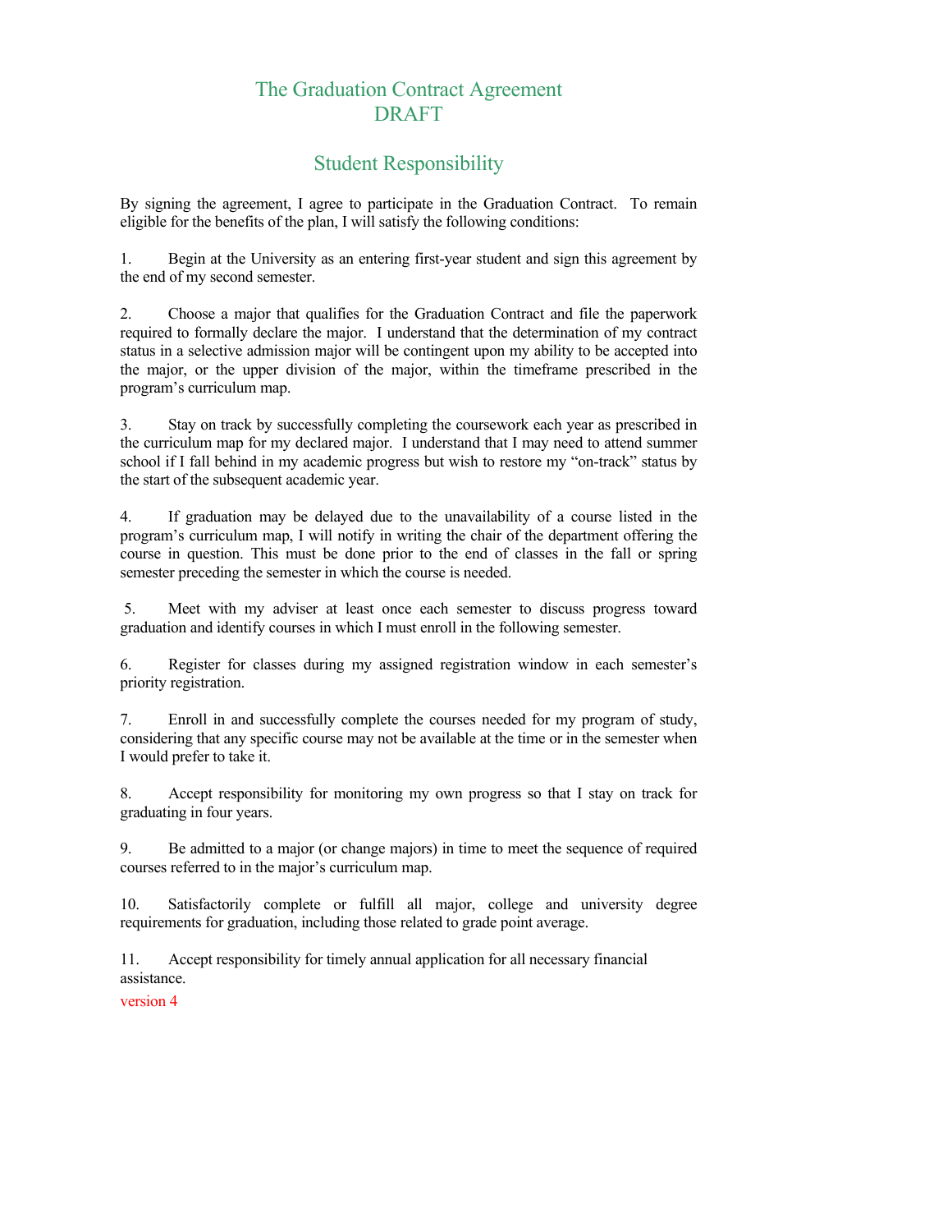# The Graduation Contract Agreement
# DRAFT

## Student Responsibility

By signing the agreement, I agree to participate in the Graduation Contract. To remain eligible for the benefits of the plan, I will satisfy the following conditions:

1. Begin at the University as an entering first-year student and sign this agreement by the end of my second semester.

2. Choose a major that qualifies for the Graduation Contract and file the paperwork required to formally declare the major. I understand that the determination of my contract status in a selective admission major will be contingent upon my ability to be accepted into the major, or the upper division of the major, within the timeframe prescribed in the program's curriculum map.

3. Stay on track by successfully completing the coursework each year as prescribed in the curriculum map for my declared major. I understand that I may need to attend summer school if I fall behind in my academic progress but wish to restore my "on-track" status by the start of the subsequent academic year.

4. If graduation may be delayed due to the unavailability of a course listed in the program's curriculum map, I will notify in writing the chair of the department offering the course in question. This must be done prior to the end of classes in the fall or spring semester preceding the semester in which the course is needed.

5. Meet with my adviser at least once each semester to discuss progress toward graduation and identify courses in which I must enroll in the following semester.

6. Register for classes during my assigned registration window in each semester's priority registration.

7. Enroll in and successfully complete the courses needed for my program of study, considering that any specific course may not be available at the time or in the semester when I would prefer to take it.

8. Accept responsibility for monitoring my own progress so that I stay on track for graduating in four years.

9. Be admitted to a major (or change majors) in time to meet the sequence of required courses referred to in the major's curriculum map.

10. Satisfactorily complete or fulfill all major, college and university degree requirements for graduation, including those related to grade point average.

11. Accept responsibility for timely annual application for all necessary financial assistance.

version 4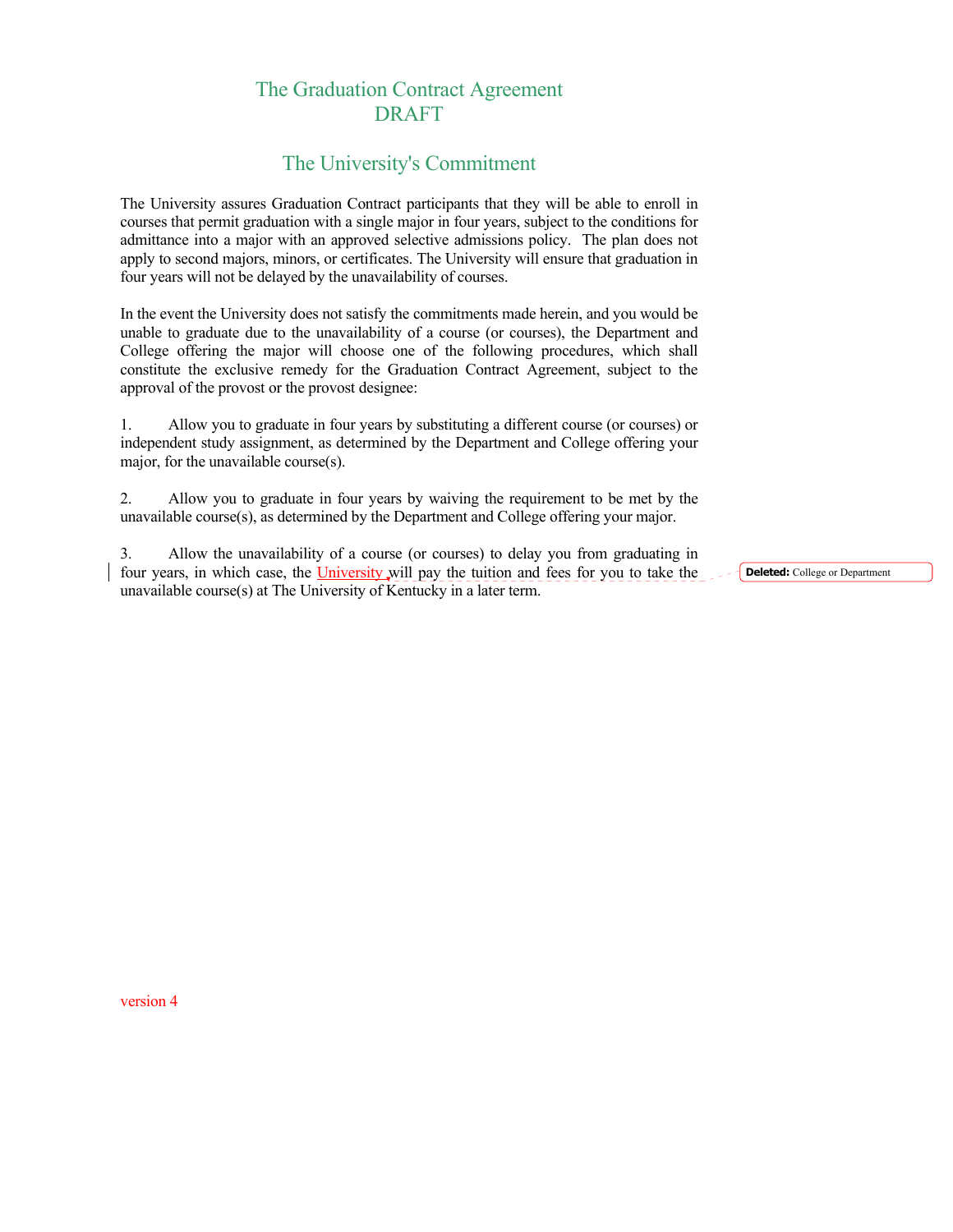# The Graduation Contract Agreement
# DRAFT

## The University's Commitment

The University assures Graduation Contract participants that they will be able to enroll in courses that permit graduation with a single major in four years, subject to the conditions for admittance into a major with an approved selective admissions policy. The plan does not apply to second majors, minors, or certificates. The University will ensure that graduation in four years will not be delayed by the unavailability of courses.

In the event the University does not satisfy the commitments made herein, and you would be unable to graduate due to the unavailability of a course (or courses), the Department and College offering the major will choose one of the following procedures, which shall constitute the exclusive remedy for the Graduation Contract Agreement, subject to the approval of the provost or the provost designee:

1. Allow you to graduate in four years by substituting a different course (or courses) or independent study assignment, as determined by the Department and College offering your major, for the unavailable course(s).

2. Allow you to graduate in four years by waiving the requirement to be met by the unavailable course(s), as determined by the Department and College offering your major.

3. Allow the unavailability of a course (or courses) to delay you from graduating in four years, in which case, the University will pay the tuition and fees for you to take the unavailable course(s) at The University of Kentucky in a later term.

**Deleted:** College or Department

version 4